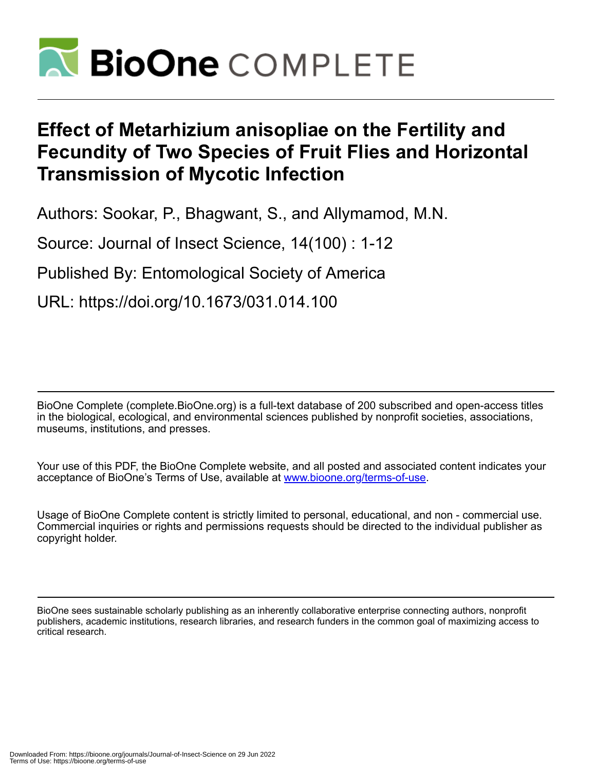# Effect of Metarhizium anisopliae on the Fertility and Fecundity of Two Species of Fruit Flies and Horizontal Transmission of Mycotic Infection

Authors: Sookar, P., Bhagwant, S., and Allymamod, M.N.

Source: Journal of Insect Science, 14(100) : 1-12

Published By: Entomological Society of America

URL: https://doi.org/10.1673/031.014.100

BioOne Complete (complete.BioOne.org) is a full-text database of 200 subscribed and open-access titles in the biological, ecological, and environmental sciences published by nonprofit societies, associations, museums, institutions, and presses.

Your use of this PDF, the BioOne Complete website, and all posted and associated content indicates your acceptance of BioOne's Terms of Use, available at www.bioone.org/terms-of-use.

Usage of BioOne Complete content is strictly limited to personal, educational, and non - commercial use. Commercial inquiries or rights and permissions requests should be directed to the individual publisher as copyright holder.

BioOne sees sustainable scholarly publishing as an inherently collaborative enterprise connecting authors, nonprofit publishers, academic institutions, research libraries, and research funders in the common goal of maximizing access to critical research.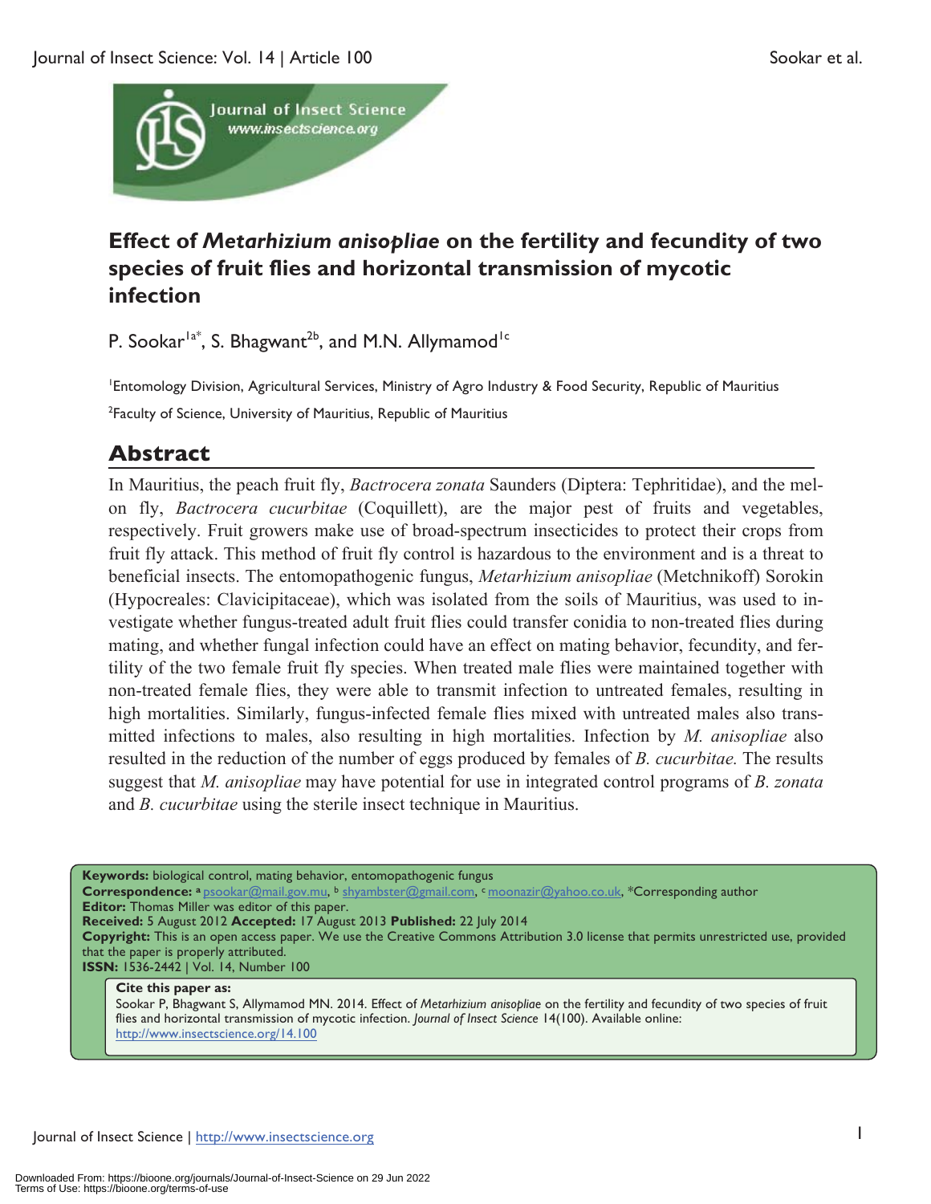# Effect of *Metarhizium anisopliae* on the fertility and fecundity of two species of fruit flies and horizontal transmission of mycotic infection

P. Sookar[1a*], S. Bhagwant[2b], and M.N. Allymamod[1c]

[1]Entomology Division, Agricultural Services, Ministry of Agro Industry & Food Security, Republic of Mauritius

[2]Faculty of Science, University of Mauritius, Republic of Mauritius

## Abstract

In Mauritius, the peach fruit fly, *Bactrocera zonata* Saunders (Diptera: Tephritidae), and the melon fly, *Bactrocera cucurbitae* (Coquillett), are the major pest of fruits and vegetables, respectively. Fruit growers make use of broad-spectrum insecticides to protect their crops from fruit fly attack. This method of fruit fly control is hazardous to the environment and is a threat to beneficial insects. The entomopathogenic fungus, *Metarhizium anisopliae* (Metchnikoff) Sorokin (Hypocreales: Clavicipitaceae), which was isolated from the soils of Mauritius, was used to investigate whether fungus-treated adult fruit flies could transfer conidia to non-treated flies during mating, and whether fungal infection could have an effect on mating behavior, fecundity, and fertility of the two female fruit fly species. When treated male flies were maintained together with non-treated female flies, they were able to transmit infection to untreated females, resulting in high mortalities. Similarly, fungus-infected female flies mixed with untreated males also transmitted infections to males, also resulting in high mortalities. Infection by *M. anisopliae* also resulted in the reduction of the number of eggs produced by females of *B. cucurbitae.* The results suggest that *M. anisopliae* may have potential for use in integrated control programs of *B. zonata* and *B. cucurbitae* using the sterile insect technique in Mauritius.

**Keywords:** biological control, mating behavior, entomopathogenic fungus
**Correspondence:** [a] psookar@mail.gov.mu, [b] shyambster@gmail.com, [c] moonazir@yahoo.co.uk, *Corresponding author
**Editor:** Thomas Miller was editor of this paper.
**Received:** 5 August 2012 **Accepted:** 17 August 2013 **Published:** 22 July 2014
**Copyright:** This is an open access paper. We use the Creative Commons Attribution 3.0 license that permits unrestricted use, provided that the paper is properly attributed.
**ISSN:** 1536-2442 | Vol. 14, Number 100

**Cite this paper as:**
Sookar P, Bhagwant S, Allymamod MN. 2014. Effect of *Metarhizium anisopliae* on the fertility and fecundity of two species of fruit flies and horizontal transmission of mycotic infection. *Journal of Insect Science* 14(100). Available online: http://www.insectscience.org/14.100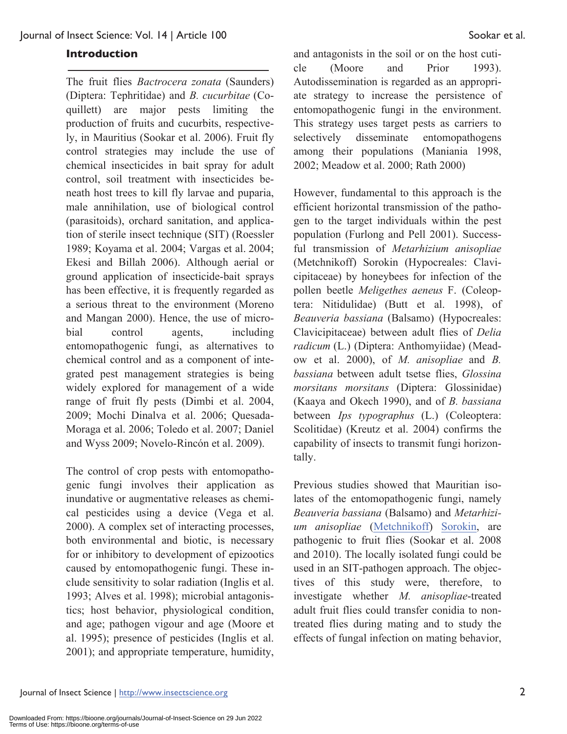## Introduction

The fruit flies *Bactrocera zonata* (Saunders) (Diptera: Tephritidae) and *B. cucurbitae* (Coquillett) are major pests limiting the production of fruits and cucurbits, respectively, in Mauritius (Sookar et al. 2006). Fruit fly control strategies may include the use of chemical insecticides in bait spray for adult control, soil treatment with insecticides beneath host trees to kill fly larvae and puparia, male annihilation, use of biological control (parasitoids), orchard sanitation, and application of sterile insect technique (SIT) (Roessler 1989; Koyama et al. 2004; Vargas et al. 2004; Ekesi and Billah 2006). Although aerial or ground application of insecticide-bait sprays has been effective, it is frequently regarded as a serious threat to the environment (Moreno and Mangan 2000). Hence, the use of microbial control agents, including entomopathogenic fungi, as alternatives to chemical control and as a component of integrated pest management strategies is being widely explored for management of a wide range of fruit fly pests (Dimbi et al. 2004, 2009; Mochi Dinalva et al. 2006; Quesada-Moraga et al. 2006; Toledo et al. 2007; Daniel and Wyss 2009; Novelo-Rincón et al. 2009).

The control of crop pests with entomopathogenic fungi involves their application as inundative or augmentative releases as chemical pesticides using a device (Vega et al. 2000). A complex set of interacting processes, both environmental and biotic, is necessary for or inhibitory to development of epizootics caused by entomopathogenic fungi. These include sensitivity to solar radiation (Inglis et al. 1993; Alves et al. 1998); microbial antagonistics; host behavior, physiological condition, and age; pathogen vigour and age (Moore et al. 1995); presence of pesticides (Inglis et al. 2001); and appropriate temperature, humidity, and antagonists in the soil or on the host cuticle (Moore and Prior 1993). Autodissemination is regarded as an appropriate strategy to increase the persistence of entomopathogenic fungi in the environment. This strategy uses target pests as carriers to selectively disseminate entomopathogens among their populations (Maniania 1998, 2002; Meadow et al. 2000; Rath 2000)

However, fundamental to this approach is the efficient horizontal transmission of the pathogen to the target individuals within the pest population (Furlong and Pell 2001). Successful transmission of *Metarhizium anisopliae* (Metchnikoff) Sorokin (Hypocreales: Clavicipitaceae) by honeybees for infection of the pollen beetle *Meligethes aeneus* F. (Coleoptera: Nitidulidae) (Butt et al. 1998), of *Beauveria bassiana* (Balsamo) (Hypocreales: Clavicipitaceae) between adult flies of *Delia radicum* (L.) (Diptera: Anthomyiidae) (Meadow et al. 2000), of *M. anisopliae* and *B. bassiana* between adult tsetse flies, *Glossina morsitans morsitans* (Diptera: Glossinidae) (Kaaya and Okech 1990), and of *B. bassiana* between *Ips typographus* (L.) (Coleoptera: Scolitidae) (Kreutz et al. 2004) confirms the capability of insects to transmit fungi horizontally.

Previous studies showed that Mauritian isolates of the entomopathogenic fungi, namely *Beauveria bassiana* (Balsamo) and *Metarhizium anisopliae* (Metchnikoff) Sorokin, are pathogenic to fruit flies (Sookar et al. 2008 and 2010). The locally isolated fungi could be used in an SIT-pathogen approach. The objectives of this study were, therefore, to investigate whether *M. anisopliae*-treated adult fruit flies could transfer conidia to non-treated flies during mating and to study the effects of fungal infection on mating behavior,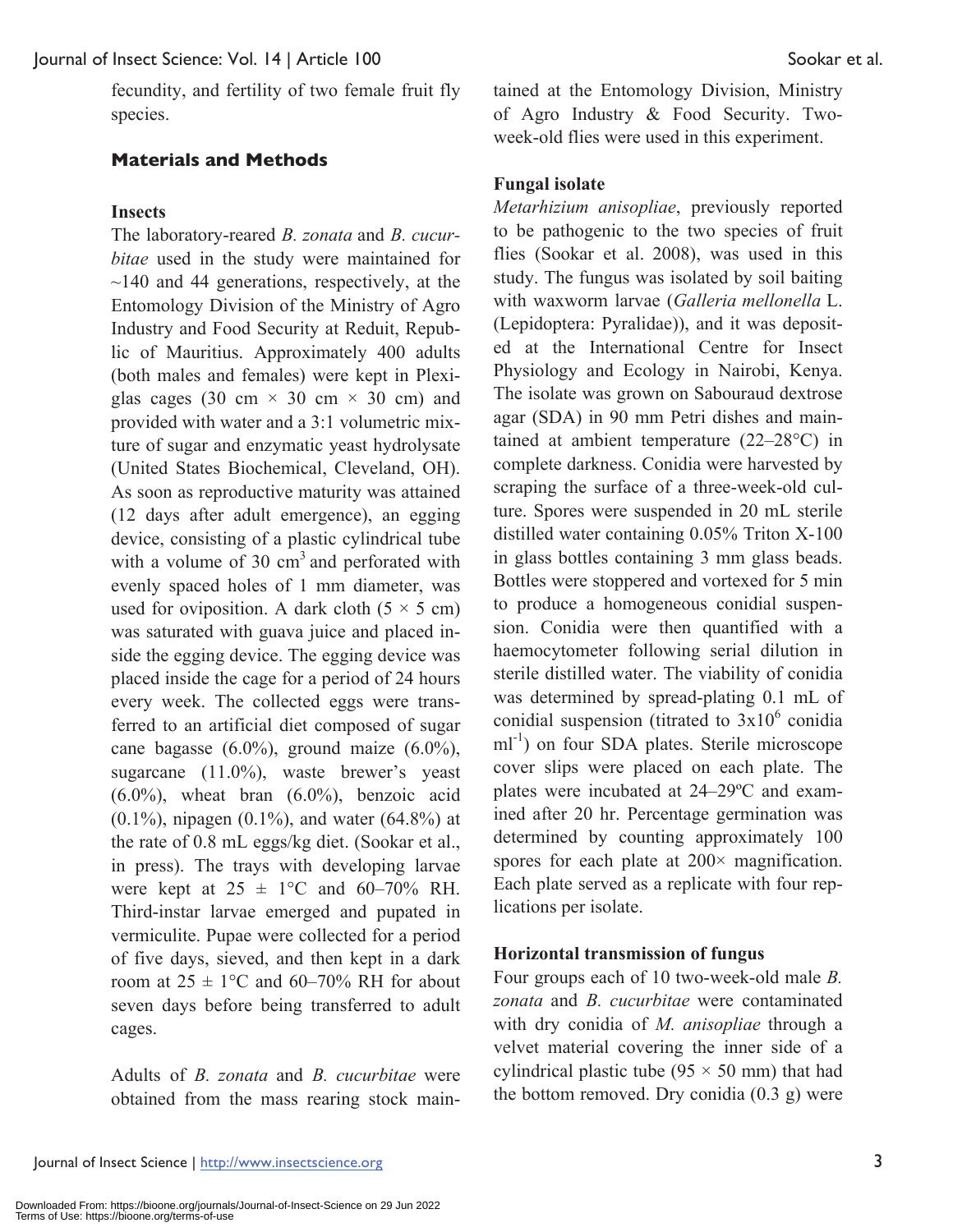fecundity, and fertility of two female fruit fly species.

## Materials and Methods

### Insects

The laboratory-reared *B. zonata* and *B. cucurbitae* used in the study were maintained for ~140 and 44 generations, respectively, at the Entomology Division of the Ministry of Agro Industry and Food Security at Reduit, Republic of Mauritius. Approximately 400 adults (both males and females) were kept in Plexiglas cages (30 cm × 30 cm × 30 cm) and provided with water and a 3:1 volumetric mixture of sugar and enzymatic yeast hydrolysate (United States Biochemical, Cleveland, OH). As soon as reproductive maturity was attained (12 days after adult emergence), an egging device, consisting of a plastic cylindrical tube with a volume of 30 $cm^3$ and perforated with evenly spaced holes of 1 mm diameter, was used for oviposition. A dark cloth (5 × 5 cm) was saturated with guava juice and placed inside the egging device. The egging device was placed inside the cage for a period of 24 hours every week. The collected eggs were transferred to an artificial diet composed of sugar cane bagasse (6.0%), ground maize (6.0%), sugarcane (11.0%), waste brewer's yeast (6.0%), wheat bran (6.0%), benzoic acid (0.1%), nipagen (0.1%), and water (64.8%) at the rate of 0.8 mL eggs/kg diet. (Sookar et al., in press). The trays with developing larvae were kept at 25 ± 1°C and 60–70% RH. Third-instar larvae emerged and pupated in vermiculite. Pupae were collected for a period of five days, sieved, and then kept in a dark room at 25 ± 1°C and 60–70% RH for about seven days before being transferred to adult cages.

Adults of *B. zonata* and *B. cucurbitae* were obtained from the mass rearing stock maintained at the Entomology Division, Ministry of Agro Industry & Food Security. Two-week-old flies were used in this experiment.

### Fungal isolate

*Metarhizium anisopliae*, previously reported to be pathogenic to the two species of fruit flies (Sookar et al. 2008), was used in this study. The fungus was isolated by soil baiting with waxworm larvae (*Galleria mellonella* L. (Lepidoptera: Pyralidae)), and it was deposited at the International Centre for Insect Physiology and Ecology in Nairobi, Kenya. The isolate was grown on Sabouraud dextrose agar (SDA) in 90 mm Petri dishes and maintained at ambient temperature (22–28°C) in complete darkness. Conidia were harvested by scraping the surface of a three-week-old culture. Spores were suspended in 20 mL sterile distilled water containing 0.05% Triton X-100 in glass bottles containing 3 mm glass beads. Bottles were stoppered and vortexed for 5 min to produce a homogeneous conidial suspension. Conidia were then quantified with a haemocytometer following serial dilution in sterile distilled water. The viability of conidia was determined by spread-plating 0.1 mL of conidial suspension (titrated to $3x10^6$ conidia $ml^{-1}$) on four SDA plates. Sterile microscope cover slips were placed on each plate. The plates were incubated at 24–29ºC and examined after 20 hr. Percentage germination was determined by counting approximately 100 spores for each plate at 200× magnification. Each plate served as a replicate with four replications per isolate.

### Horizontal transmission of fungus

Four groups each of 10 two-week-old male *B. zonata* and *B. cucurbitae* were contaminated with dry conidia of *M. anisopliae* through a velvet material covering the inner side of a cylindrical plastic tube (95 × 50 mm) that had the bottom removed. Dry conidia (0.3 g) were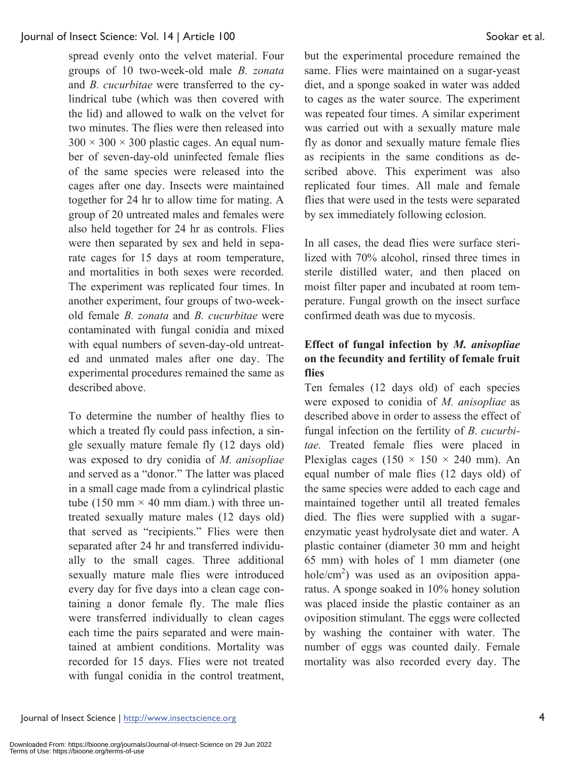spread evenly onto the velvet material. Four groups of 10 two-week-old male *B. zonata* and *B. cucurbitae* were transferred to the cylindrical tube (which was then covered with the lid) and allowed to walk on the velvet for two minutes. The flies were then released into $300 \times 300 \times 300$ plastic cages. An equal number of seven-day-old uninfected female flies of the same species were released into the cages after one day. Insects were maintained together for 24 hr to allow time for mating. A group of 20 untreated males and females were also held together for 24 hr as controls. Flies were then separated by sex and held in separate cages for 15 days at room temperature, and mortalities in both sexes were recorded. The experiment was replicated four times. In another experiment, four groups of two-week-old female *B. zonata* and *B. cucurbitae* were contaminated with fungal conidia and mixed with equal numbers of seven-day-old untreated and unmated males after one day. The experimental procedures remained the same as described above.

To determine the number of healthy flies to which a treated fly could pass infection, a single sexually mature female fly (12 days old) was exposed to dry conidia of *M. anisopliae* and served as a "donor." The latter was placed in a small cage made from a cylindrical plastic tube (150 mm × 40 mm diam.) with three untreated sexually mature males (12 days old) that served as "recipients." Flies were then separated after 24 hr and transferred individually to the small cages. Three additional sexually mature male flies were introduced every day for five days into a clean cage containing a donor female fly. The male flies were transferred individually to clean cages each time the pairs separated and were maintained at ambient conditions. Mortality was recorded for 15 days. Flies were not treated with fungal conidia in the control treatment, but the experimental procedure remained the same. Flies were maintained on a sugar-yeast diet, and a sponge soaked in water was added to cages as the water source. The experiment was repeated four times. A similar experiment was carried out with a sexually mature male fly as donor and sexually mature female flies as recipients in the same conditions as described above. This experiment was also replicated four times. All male and female flies that were used in the tests were separated by sex immediately following eclosion.

In all cases, the dead flies were surface sterilized with 70% alcohol, rinsed three times in sterile distilled water, and then placed on moist filter paper and incubated at room temperature. Fungal growth on the insect surface confirmed death was due to mycosis.

### Effect of fungal infection by *M. anisopliae* on the fecundity and fertility of female fruit flies

Ten females (12 days old) of each species were exposed to conidia of *M. anisopliae* as described above in order to assess the effect of fungal infection on the fertility of *B. cucurbitae.* Treated female flies were placed in Plexiglas cages ($150 \times 150 \times 240$ mm). An equal number of male flies (12 days old) of the same species were added to each cage and maintained together until all treated females died. The flies were supplied with a sugar-enzymatic yeast hydrolysate diet and water. A plastic container (diameter 30 mm and height 65 mm) with holes of 1 mm diameter (one hole/$cm^2$) was used as an oviposition apparatus. A sponge soaked in 10% honey solution was placed inside the plastic container as an oviposition stimulant. The eggs were collected by washing the container with water. The number of eggs was counted daily. Female mortality was also recorded every day. The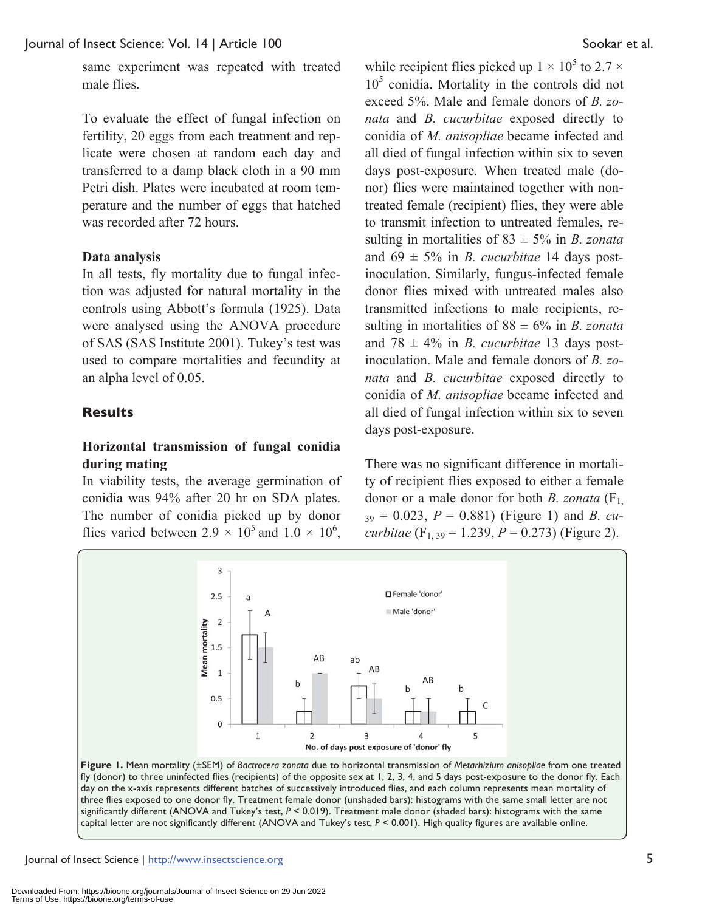same experiment was repeated with treated male flies.

To evaluate the effect of fungal infection on fertility, 20 eggs from each treatment and replicate were chosen at random each day and transferred to a damp black cloth in a 90 mm Petri dish. Plates were incubated at room temperature and the number of eggs that hatched was recorded after 72 hours.

**Data analysis**

In all tests, fly mortality due to fungal infection was adjusted for natural mortality in the controls using Abbott's formula (1925). Data were analysed using the ANOVA procedure of SAS (SAS Institute 2001). Tukey's test was used to compare mortalities and fecundity at an alpha level of 0.05.

## Results

### Horizontal transmission of fungal conidia during mating

In viability tests, the average germination of conidia was 94% after 20 hr on SDA plates. The number of conidia picked up by donor flies varied between $2.9 \times 10^5$ and $1.0 \times 10^6$, while recipient flies picked up $1 \times 10^5$ to $2.7 \times 10^5$ conidia. Mortality in the controls did not exceed 5%. Male and female donors of *B. zonata* and *B. cucurbitae* exposed directly to conidia of *M. anisopliae* became infected and all died of fungal infection within six to seven days post-exposure. When treated male (donor) flies were maintained together with non-treated female (recipient) flies, they were able to transmit infection to untreated females, resulting in mortalities of 83 ± 5% in *B. zonata* and 69 ± 5% in *B. cucurbitae* 14 days post-inoculation. Similarly, fungus-infected female donor flies mixed with untreated males also transmitted infections to male recipients, resulting in mortalities of 88 ± 6% in *B. zonata* and 78 ± 4% in *B. cucurbitae* 13 days post-inoculation. Male and female donors of *B. zonata* and *B. cucurbitae* exposed directly to conidia of *M. anisopliae* became infected and all died of fungal infection within six to seven days post-exposure.

There was no significant difference in mortality of recipient flies exposed to either a female donor or a male donor for both *B. zonata* ($F_{1, 39} = 0.023$, $P = 0.881$) (Figure 1) and *B. cucurbitae* ($F_{1, 39} = 1.239$, $P = 0.273$) (Figure 2).

**Figure 1.** Mean mortality (±SEM) of *Bactrocera zonata* due to horizontal transmission of *Metarhizium anisopliae* from one treated fly (donor) to three uninfected flies (recipients) of the opposite sex at 1, 2, 3, 4, and 5 days post-exposure to the donor fly. Each day on the x-axis represents different batches of successively introduced flies, and each column represents mean mortality of three flies exposed to one donor fly. Treatment female donor (unshaded bars): histograms with the same small letter are not significantly different (ANOVA and Tukey's test, $P < 0.019$). Treatment male donor (shaded bars): histograms with the same capital letter are not significantly different (ANOVA and Tukey's test, $P < 0.001$). High quality figures are available online.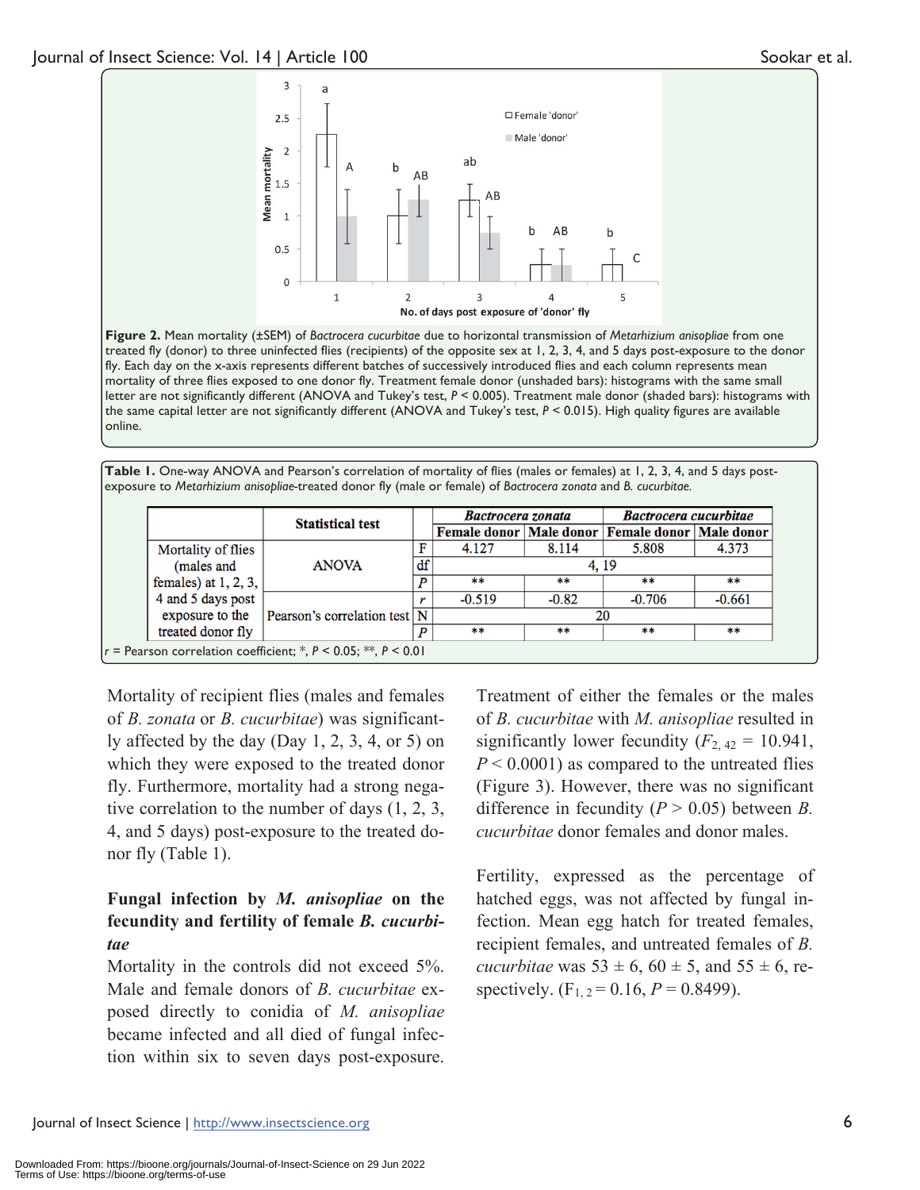Figure 2. Mean mortality (±SEM) of *Bactrocera cucurbitae* due to horizontal transmission of *Metarhizium anisopliae* from one treated fly (donor) to three uninfected flies (recipients) of the opposite sex at 1, 2, 3, 4, and 5 days post-exposure to the donor fly. Each day on the x-axis represents different batches of successively introduced flies and each column represents mean mortality of three flies exposed to one donor fly. Treatment female donor (unshaded bars): histograms with the same small letter are not significantly different (ANOVA and Tukey's test, $P < 0.005$). Treatment male donor (shaded bars): histograms with the same capital letter are not significantly different (ANOVA and Tukey's test, $P < 0.015$). High quality figures are available online.

**Table 1.** One-way ANOVA and Pearson's correlation of mortality of flies (males or females) at 1, 2, 3, 4, and 5 days post-exposure to *Metarhizium anisopliae*-treated donor fly (male or female) of *Bactrocera zonata* and *B. cucurbitae*.

| | Statistical test | | *Bactrocera zonata* | | *Bactrocera cucurbitae* | |
|---|---|---|---|---|---|---|
| | | | Female donor | Male donor | Female donor | Male donor |
| Mortality of flies (males and females) at 1, 2, 3, 4 and 5 days post exposure to the treated donor fly | ANOVA | F | 4.127 | 8.114 | 5.808 | 4.373 |
| | | df | 4, 19 | | | |
| | | *P* | ** | ** | ** | ** |
| | Pearson's correlation test | *r* | -0.519 | -0.82 | -0.706 | -0.661 |
| | | N | 20 | | | |
| | | *P* | ** | ** | ** | ** |

*r* = Pearson correlation coefficient; *, $P < 0.05$; **, $P < 0.01$

Mortality of recipient flies (males and females of *B. zonata* or *B. cucurbitae*) was significantly affected by the day (Day 1, 2, 3, 4, or 5) on which they were exposed to the treated donor fly. Furthermore, mortality had a strong negative correlation to the number of days (1, 2, 3, 4, and 5 days) post-exposure to the treated donor fly (Table 1).

### Fungal infection by *M. anisopliae* on the fecundity and fertility of female *B. cucurbitae*

Mortality in the controls did not exceed 5%. Male and female donors of *B. cucurbitae* exposed directly to conidia of *M. anisopliae* became infected and all died of fungal infection within six to seven days post-exposure. Treatment of either the females or the males of *B. cucurbitae* with *M. anisopliae* resulted in significantly lower fecundity ($F_{2, 42} = 10.941$, $P < 0.0001$) as compared to the untreated flies (Figure 3). However, there was no significant difference in fecundity ($P > 0.05$) between *B. cucurbitae* donor females and donor males.

Fertility, expressed as the percentage of hatched eggs, was not affected by fungal infection. Mean egg hatch for treated females, recipient females, and untreated females of *B. cucurbitae* was 53 ± 6, 60 ± 5, and 55 ± 6, respectively. ($F_{1, 2} = 0.16$, $P = 0.8499$).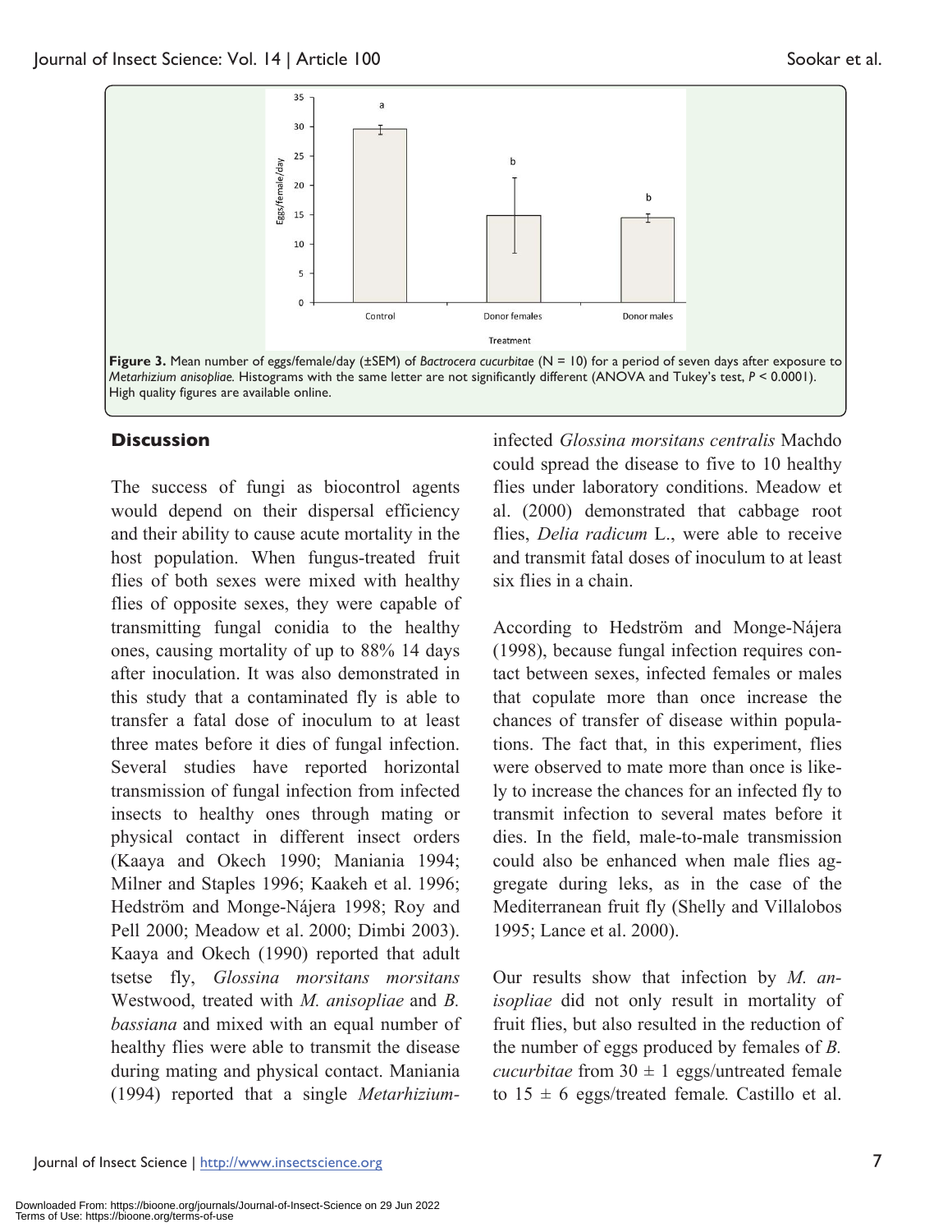**Figure 3.** Mean number of eggs/female/day (±SEM) of *Bactrocera cucurbitae* (N = 10) for a period of seven days after exposure to *Metarhizium anisopliae.* Histograms with the same letter are not significantly different (ANOVA and Tukey's test, $P < 0.0001$). High quality figures are available online.

## Discussion

The success of fungi as biocontrol agents would depend on their dispersal efficiency and their ability to cause acute mortality in the host population. When fungus-treated fruit flies of both sexes were mixed with healthy flies of opposite sexes, they were capable of transmitting fungal conidia to the healthy ones, causing mortality of up to 88% 14 days after inoculation. It was also demonstrated in this study that a contaminated fly is able to transfer a fatal dose of inoculum to at least three mates before it dies of fungal infection. Several studies have reported horizontal transmission of fungal infection from infected insects to healthy ones through mating or physical contact in different insect orders (Kaaya and Okech 1990; Maniania 1994; Milner and Staples 1996; Kaakeh et al. 1996; Hedström and Monge-Nájera 1998; Roy and Pell 2000; Meadow et al. 2000; Dimbi 2003). Kaaya and Okech (1990) reported that adult tsetse fly, *Glossina morsitans morsitans* Westwood, treated with *M. anisopliae* and *B. bassiana* and mixed with an equal number of healthy flies were able to transmit the disease during mating and physical contact. Maniania (1994) reported that a single *Metarhizium*-infected *Glossina morsitans centralis* Machdo could spread the disease to five to 10 healthy flies under laboratory conditions. Meadow et al. (2000) demonstrated that cabbage root flies, *Delia radicum* L., were able to receive and transmit fatal doses of inoculum to at least six flies in a chain.

According to Hedström and Monge-Nájera (1998), because fungal infection requires contact between sexes, infected females or males that copulate more than once increase the chances of transfer of disease within populations. The fact that, in this experiment, flies were observed to mate more than once is likely to increase the chances for an infected fly to transmit infection to several mates before it dies. In the field, male-to-male transmission could also be enhanced when male flies aggregate during leks, as in the case of the Mediterranean fruit fly (Shelly and Villalobos 1995; Lance et al. 2000).

Our results show that infection by *M. anisopliae* did not only result in mortality of fruit flies, but also resulted in the reduction of the number of eggs produced by females of *B. cucurbitae* from 30 ± 1 eggs/untreated female to 15 ± 6 eggs/treated female. Castillo et al.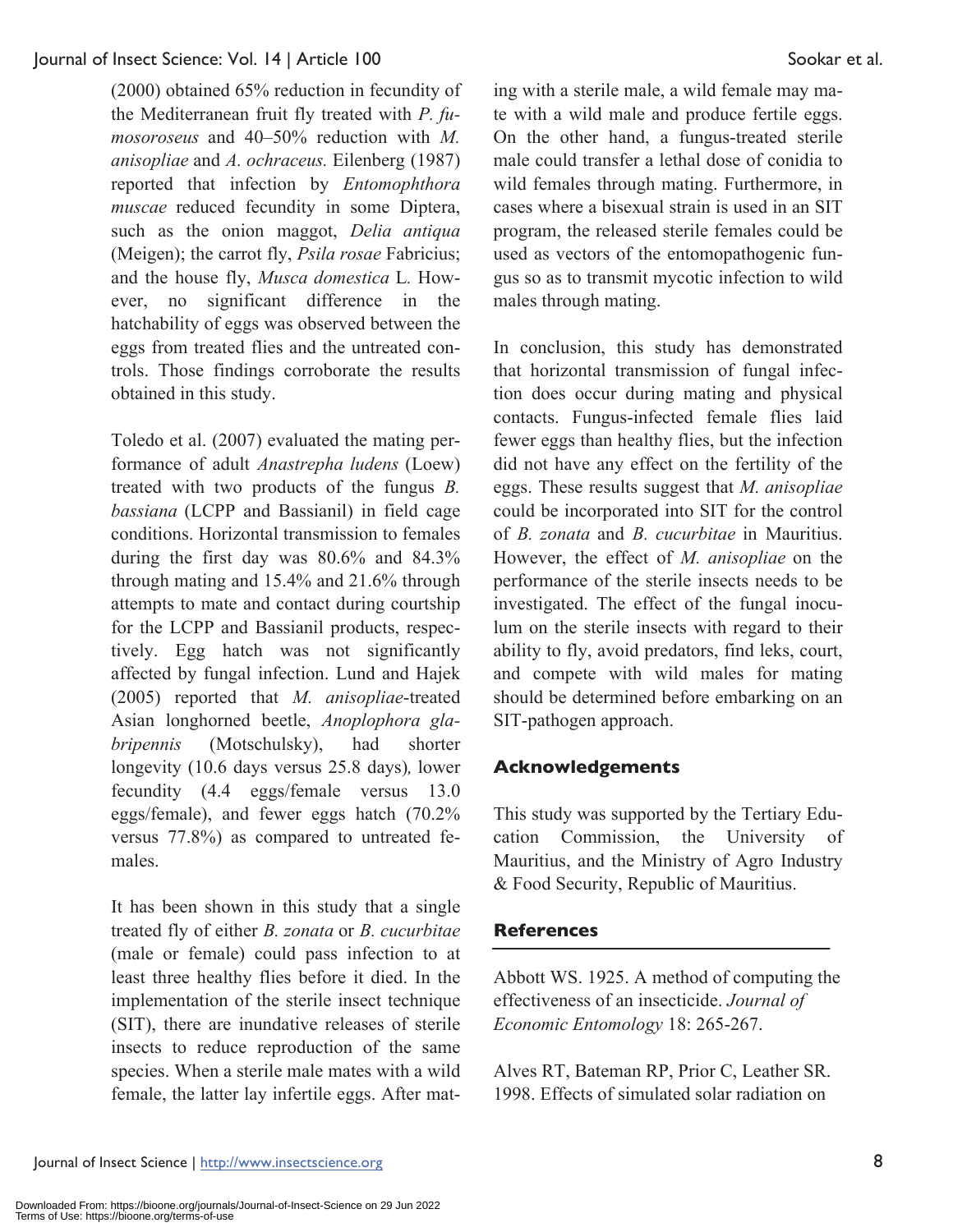(2000) obtained 65% reduction in fecundity of the Mediterranean fruit fly treated with *P. fumosoroseus* and 40–50% reduction with *M. anisopliae* and *A. ochraceus.* Eilenberg (1987) reported that infection by *Entomophthora muscae* reduced fecundity in some Diptera, such as the onion maggot, *Delia antiqua* (Meigen); the carrot fly, *Psila rosae* Fabricius; and the house fly, *Musca domestica* L. However, no significant difference in the hatchability of eggs was observed between the eggs from treated flies and the untreated controls. Those findings corroborate the results obtained in this study.

Toledo et al. (2007) evaluated the mating performance of adult *Anastrepha ludens* (Loew) treated with two products of the fungus *B. bassiana* (LCPP and Bassianil) in field cage conditions. Horizontal transmission to females during the first day was 80.6% and 84.3% through mating and 15.4% and 21.6% through attempts to mate and contact during courtship for the LCPP and Bassianil products, respectively. Egg hatch was not significantly affected by fungal infection. Lund and Hajek (2005) reported that *M. anisopliae*-treated Asian longhorned beetle, *Anoplophora glabripennis* (Motschulsky), had shorter longevity (10.6 days versus 25.8 days), lower fecundity (4.4 eggs/female versus 13.0 eggs/female), and fewer eggs hatch (70.2% versus 77.8%) as compared to untreated females.

It has been shown in this study that a single treated fly of either *B. zonata* or *B. cucurbitae* (male or female) could pass infection to at least three healthy flies before it died. In the implementation of the sterile insect technique (SIT), there are inundative releases of sterile insects to reduce reproduction of the same species. When a sterile male mates with a wild female, the latter lay infertile eggs. After mating with a sterile male, a wild female may mate with a wild male and produce fertile eggs. On the other hand, a fungus-treated sterile male could transfer a lethal dose of conidia to wild females through mating. Furthermore, in cases where a bisexual strain is used in an SIT program, the released sterile females could be used as vectors of the entomopathogenic fungus so as to transmit mycotic infection to wild males through mating.

In conclusion, this study has demonstrated that horizontal transmission of fungal infection does occur during mating and physical contacts. Fungus-infected female flies laid fewer eggs than healthy flies, but the infection did not have any effect on the fertility of the eggs. These results suggest that *M. anisopliae* could be incorporated into SIT for the control of *B. zonata* and *B. cucurbitae* in Mauritius. However, the effect of *M. anisopliae* on the performance of the sterile insects needs to be investigated. The effect of the fungal inoculum on the sterile insects with regard to their ability to fly, avoid predators, find leks, court, and compete with wild males for mating should be determined before embarking on an SIT-pathogen approach.

## Acknowledgements

This study was supported by the Tertiary Education Commission, the University of Mauritius, and the Ministry of Agro Industry & Food Security, Republic of Mauritius.

## References

Abbott WS. 1925. A method of computing the effectiveness of an insecticide. *Journal of Economic Entomology* 18: 265-267.

Alves RT, Bateman RP, Prior C, Leather SR. 1998. Effects of simulated solar radiation on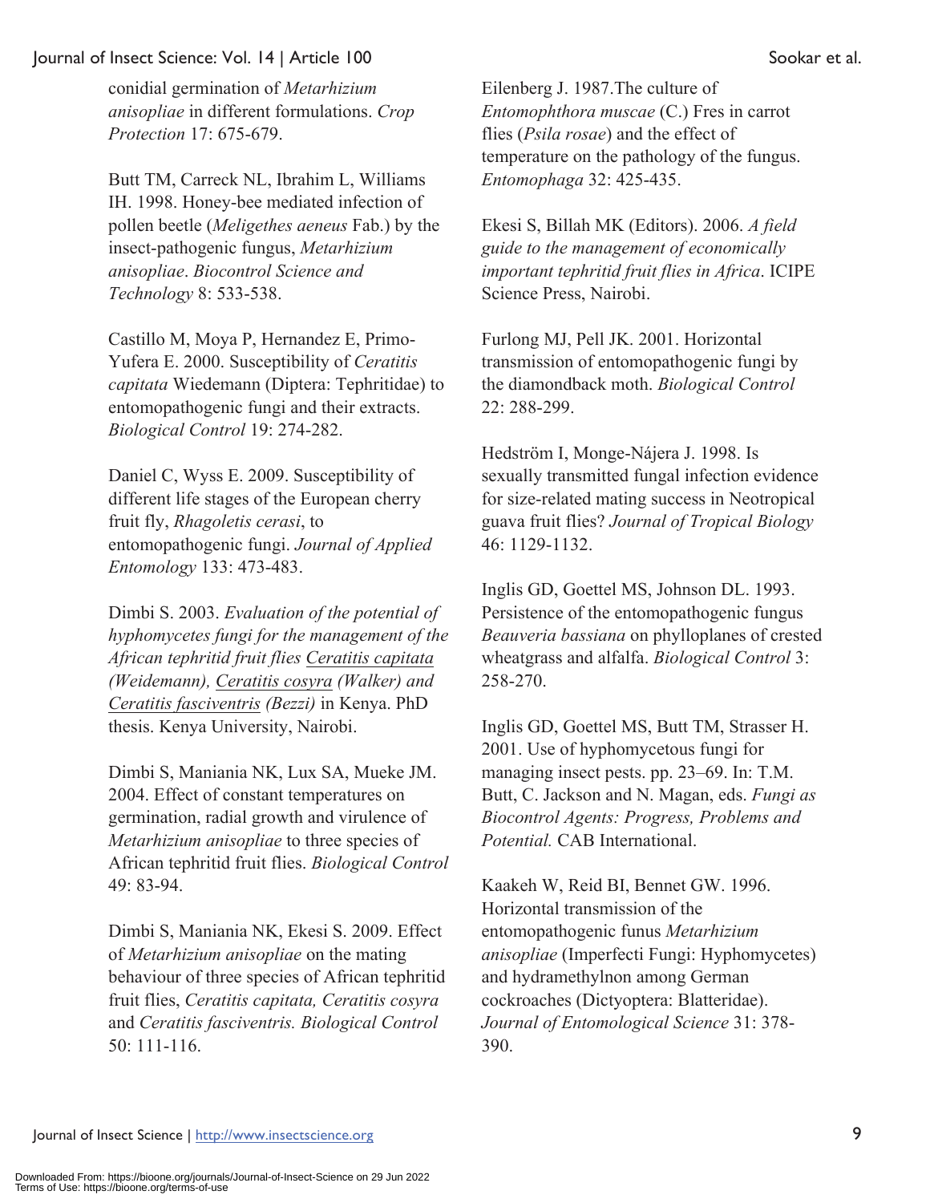conidial germination of *Metarhizium anisopliae* in different formulations. *Crop Protection* 17: 675-679.

Butt TM, Carreck NL, Ibrahim L, Williams IH. 1998. Honey-bee mediated infection of pollen beetle (*Meligethes aeneus* Fab.) by the insect-pathogenic fungus, *Metarhizium anisopliae*. *Biocontrol Science and Technology* 8: 533-538.

Castillo M, Moya P, Hernandez E, Primo-Yufera E. 2000. Susceptibility of *Ceratitis capitata* Wiedemann (Diptera: Tephritidae) to entomopathogenic fungi and their extracts. *Biological Control* 19: 274-282.

Daniel C, Wyss E. 2009. Susceptibility of different life stages of the European cherry fruit fly, *Rhagoletis cerasi*, to entomopathogenic fungi. *Journal of Applied Entomology* 133: 473-483.

Dimbi S. 2003. *Evaluation of the potential of hyphomycetes fungi for the management of the African tephritid fruit flies Ceratitis capitata (Weidemann), Ceratitis cosyra (Walker) and Ceratitis fasciventris (Bezzi)* in Kenya. PhD thesis. Kenya University, Nairobi.

Dimbi S, Maniania NK, Lux SA, Mueke JM. 2004. Effect of constant temperatures on germination, radial growth and virulence of *Metarhizium anisopliae* to three species of African tephritid fruit flies. *Biological Control* 49: 83-94.

Dimbi S, Maniania NK, Ekesi S. 2009. Effect of *Metarhizium anisopliae* on the mating behaviour of three species of African tephritid fruit flies, *Ceratitis capitata, Ceratitis cosyra* and *Ceratitis fasciventris. Biological Control* 50: 111-116.

Eilenberg J. 1987.The culture of *Entomophthora muscae* (C.) Fres in carrot flies (*Psila rosae*) and the effect of temperature on the pathology of the fungus. *Entomophaga* 32: 425-435.

Ekesi S, Billah MK (Editors). 2006. *A field guide to the management of economically important tephritid fruit flies in Africa*. ICIPE Science Press, Nairobi.

Furlong MJ, Pell JK. 2001. Horizontal transmission of entomopathogenic fungi by the diamondback moth. *Biological Control* 22: 288-299.

Hedström I, Monge-Nájera J. 1998. Is sexually transmitted fungal infection evidence for size-related mating success in Neotropical guava fruit flies? *Journal of Tropical Biology* 46: 1129-1132.

Inglis GD, Goettel MS, Johnson DL. 1993. Persistence of the entomopathogenic fungus *Beauveria bassiana* on phylloplanes of crested wheatgrass and alfalfa. *Biological Control* 3: 258-270.

Inglis GD, Goettel MS, Butt TM, Strasser H. 2001. Use of hyphomycetous fungi for managing insect pests. pp. 23–69. In: T.M. Butt, C. Jackson and N. Magan, eds. *Fungi as Biocontrol Agents: Progress, Problems and Potential.* CAB International.

Kaakeh W, Reid BI, Bennet GW. 1996. Horizontal transmission of the entomopathogenic funus *Metarhizium anisopliae* (Imperfecti Fungi: Hyphomycetes) and hydramethylnon among German cockroaches (Dictyoptera: Blatteridae). *Journal of Entomological Science* 31: 378-390.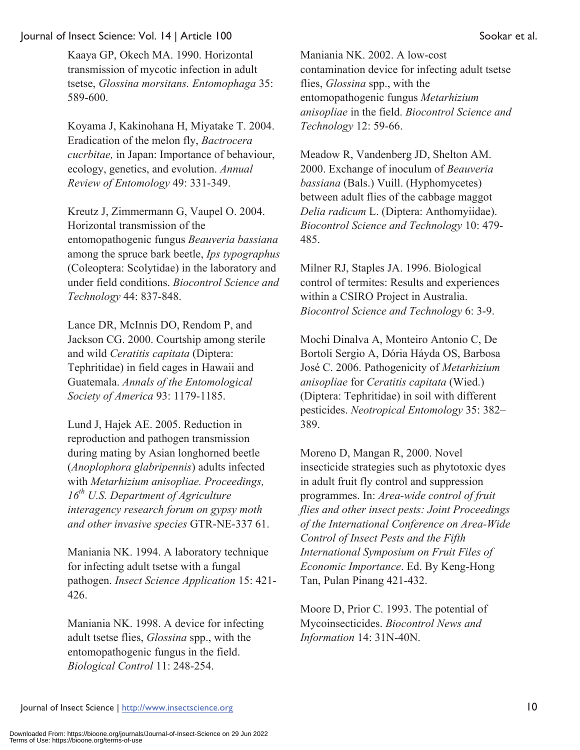Kaaya GP, Okech MA. 1990. Horizontal transmission of mycotic infection in adult tsetse, *Glossina morsitans. Entomophaga* 35: 589-600.

Koyama J, Kakinohana H, Miyatake T. 2004. Eradication of the melon fly, *Bactrocera cucrbitae,* in Japan: Importance of behaviour, ecology, genetics, and evolution. *Annual Review of Entomology* 49: 331-349.

Kreutz J, Zimmermann G, Vaupel O. 2004. Horizontal transmission of the entomopathogenic fungus *Beauveria bassiana* among the spruce bark beetle, *Ips typographus* (Coleoptera: Scolytidae) in the laboratory and under field conditions. *Biocontrol Science and Technology* 44: 837-848.

Lance DR, McInnis DO, Rendom P, and Jackson CG. 2000. Courtship among sterile and wild *Ceratitis capitata* (Diptera: Tephritidae) in field cages in Hawaii and Guatemala. *Annals of the Entomological Society of America* 93: 1179-1185.

Lund J, Hajek AE. 2005. Reduction in reproduction and pathogen transmission during mating by Asian longhorned beetle (*Anoplophora glabripennis*) adults infected with *Metarhizium anisopliae. Proceedings, 16th U.S. Department of Agriculture interagency research forum on gypsy moth and other invasive species* GTR-NE-337 61.

Maniania NK. 1994. A laboratory technique for infecting adult tsetse with a fungal pathogen. *Insect Science Application* 15: 421-426.

Maniania NK. 1998. A device for infecting adult tsetse flies, *Glossina* spp., with the entomopathogenic fungus in the field. *Biological Control* 11: 248-254.

Maniania NK. 2002. A low-cost contamination device for infecting adult tsetse flies, *Glossina* spp., with the entomopathogenic fungus *Metarhizium anisopliae* in the field. *Biocontrol Science and Technology* 12: 59-66.

Meadow R, Vandenberg JD, Shelton AM. 2000. Exchange of inoculum of *Beauveria bassiana* (Bals.) Vuill. (Hyphomycetes) between adult flies of the cabbage maggot *Delia radicum* L. (Diptera: Anthomyiidae). *Biocontrol Science and Technology* 10: 479-485.

Milner RJ, Staples JA. 1996. Biological control of termites: Results and experiences within a CSIRO Project in Australia. *Biocontrol Science and Technology* 6: 3-9.

Mochi Dinalva A, Monteiro Antonio C, De Bortoli Sergio A, Dória Háyda OS, Barbosa José C. 2006. Pathogenicity of *Metarhizium anisopliae* for *Ceratitis capitata* (Wied.) (Diptera: Tephritidae) in soil with different pesticides. *Neotropical Entomology* 35: 382–389.

Moreno D, Mangan R, 2000. Novel insecticide strategies such as phytotoxic dyes in adult fruit fly control and suppression programmes. In: *Area-wide control of fruit flies and other insect pests: Joint Proceedings of the International Conference on Area-Wide Control of Insect Pests and the Fifth International Symposium on Fruit Files of Economic Importance*. Ed. By Keng-Hong Tan, Pulan Pinang 421-432.

Moore D, Prior C. 1993. The potential of Mycoinsecticides. *Biocontrol News and Information* 14: 31N-40N.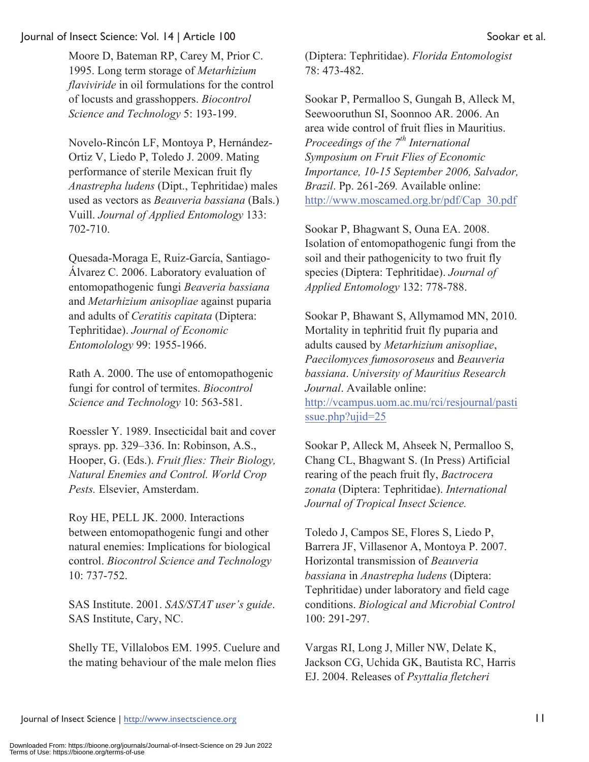Moore D, Bateman RP, Carey M, Prior C. 1995. Long term storage of *Metarhizium flaviviride* in oil formulations for the control of locusts and grasshoppers. *Biocontrol Science and Technology* 5: 193-199.

Novelo-Rincón LF, Montoya P, Hernández-Ortiz V, Liedo P, Toledo J. 2009. Mating performance of sterile Mexican fruit fly *Anastrepha ludens* (Dipt., Tephritidae) males used as vectors as *Beauveria bassiana* (Bals.) Vuill. *Journal of Applied Entomology* 133: 702-710.

Quesada-Moraga E, Ruiz-García, Santiago-Álvarez C. 2006. Laboratory evaluation of entomopathogenic fungi *Beaveria bassiana* and *Metarhizium anisopliae* against puparia and adults of *Ceratitis capitata* (Diptera: Tephritidae). *Journal of Economic Entomolology* 99: 1955-1966.

Rath A. 2000. The use of entomopathogenic fungi for control of termites. *Biocontrol Science and Technology* 10: 563-581.

Roessler Y. 1989. Insecticidal bait and cover sprays. pp. 329–336. In: Robinson, A.S., Hooper, G. (Eds.). *Fruit flies: Their Biology, Natural Enemies and Control. World Crop Pests.* Elsevier, Amsterdam.

Roy HE, PELL JK. 2000. Interactions between entomopathogenic fungi and other natural enemies: Implications for biological control. *Biocontrol Science and Technology* 10: 737-752.

SAS Institute. 2001. *SAS/STAT user's guide*. SAS Institute, Cary, NC.

Shelly TE, Villalobos EM. 1995. Cuelure and the mating behaviour of the male melon flies (Diptera: Tephritidae). *Florida Entomologist* 78: 473-482.

Sookar P, Permalloo S, Gungah B, Alleck M, Seewooruthun SI, Soonnoo AR. 2006. An area wide control of fruit flies in Mauritius. *Proceedings of the 7th International Symposium on Fruit Flies of Economic Importance, 10-15 September 2006, Salvador, Brazil*. Pp. 261-269. Available online: http://www.moscamed.org.br/pdf/Cap_30.pdf

Sookar P, Bhagwant S, Ouna EA. 2008. Isolation of entomopathogenic fungi from the soil and their pathogenicity to two fruit fly species (Diptera: Tephritidae). *Journal of Applied Entomology* 132: 778-788.

Sookar P, Bhawant S, Allymamod MN, 2010. Mortality in tephritid fruit fly puparia and adults caused by *Metarhizium anisopliae*, *Paecilomyces fumosoroseus* and *Beauveria bassiana*. *University of Mauritius Research Journal*. Available online: http://vcampus.uom.ac.mu/rci/resjournal/pastissue.php?ujid=25

Sookar P, Alleck M, Ahseek N, Permalloo S, Chang CL, Bhagwant S. (In Press) Artificial rearing of the peach fruit fly, *Bactrocera zonata* (Diptera: Tephritidae). *International Journal of Tropical Insect Science.*

Toledo J, Campos SE, Flores S, Liedo P, Barrera JF, Villasenor A, Montoya P. 2007. Horizontal transmission of *Beauveria bassiana* in *Anastrepha ludens* (Diptera: Tephritidae) under laboratory and field cage conditions. *Biological and Microbial Control* 100: 291-297.

Vargas RI, Long J, Miller NW, Delate K, Jackson CG, Uchida GK, Bautista RC, Harris EJ. 2004. Releases of *Psyttalia fletcheri*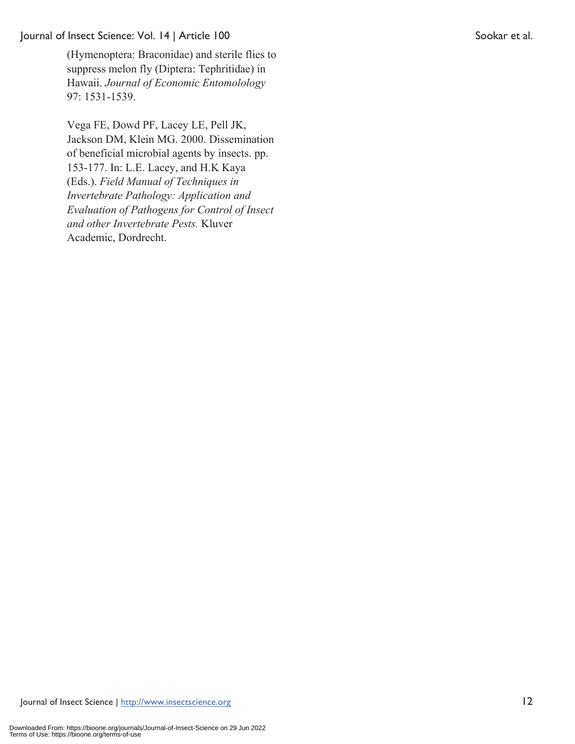(Hymenoptera: Braconidae) and sterile flies to suppress melon fly (Diptera: Tephritidae) in Hawaii. *Journal of Economic Entomolology* 97: 1531-1539.

Vega FE, Dowd PF, Lacey LE, Pell JK, Jackson DM, Klein MG. 2000. Dissemination of beneficial microbial agents by insects. pp. 153-177. In: L.E. Lacey, and H.K Kaya (Eds.). *Field Manual of Techniques in Invertebrate Pathology: Application and Evaluation of Pathogens for Control of Insect and other Invertebrate Pests.* Kluver Academic, Dordrecht.